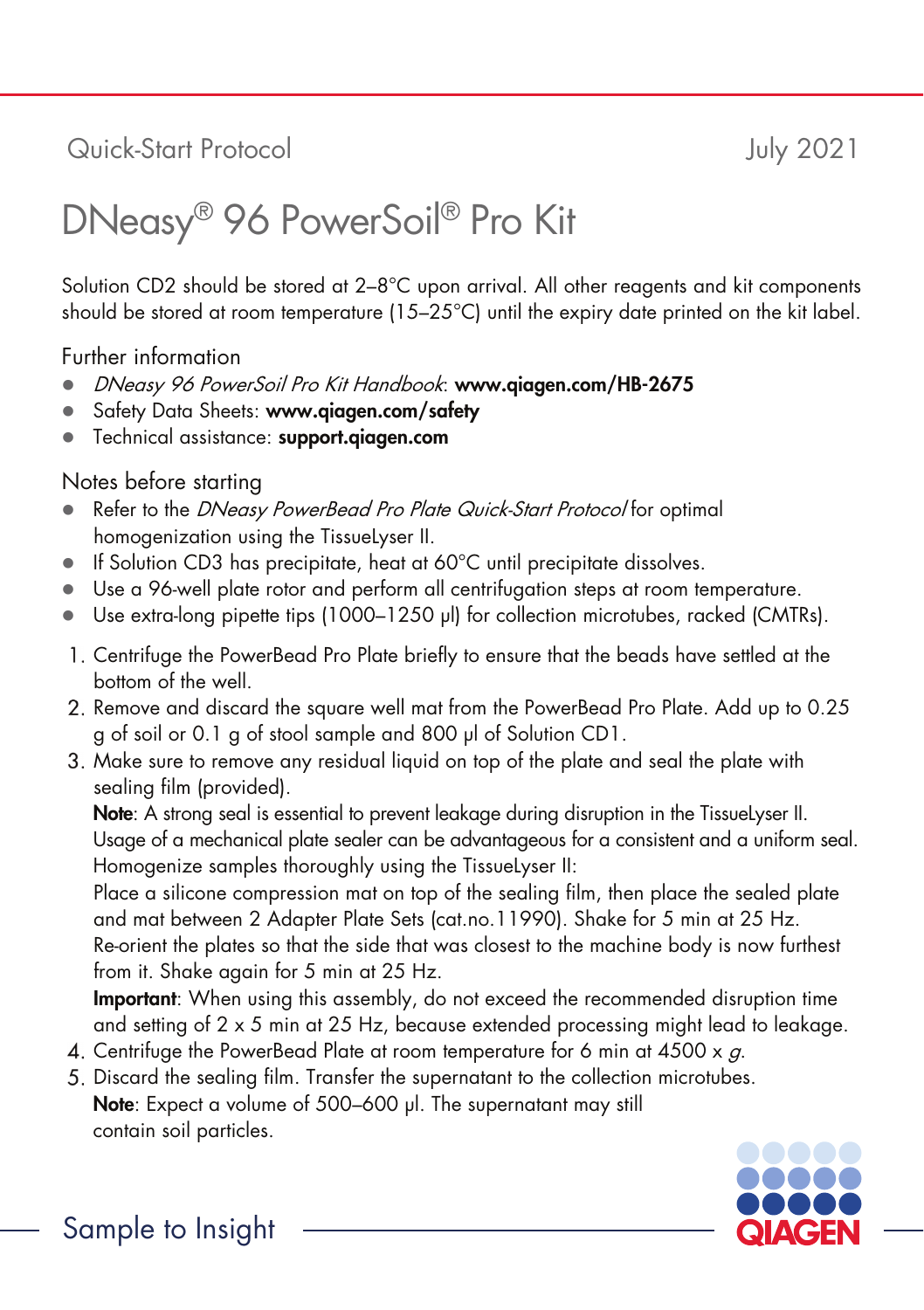Quick-Start Protocol July 2021

# DNeasy® 96 PowerSoil® Pro Kit

Solution CD2 should be stored at 2–8°C upon arrival. All other reagents and kit components should be stored at room temperature (15–25°C) until the expiry date printed on the kit label.

## Further information

- *DNeasy 96 PowerSoil Pro Kit Handbook*: **www.qiagen.com/HB-2675**
- Safety Data Sheets: **www.qiagen.com/safety**
- Technical assistance: **support.qiagen.com**

## Notes before starting

- Refer to the *DNeasy PowerBead Pro Plate Quick-Start Protocol* for optimal homogenization using the TissueLyser II.
- If Solution CD3 has precipitate, heat at 60°C until precipitate dissolves.
- Use a 96-well plate rotor and perform all centrifugation steps at room temperature.
- Use extra-long pipette tips (1000–1250 µl) for collection microtubes, racked (CMTRs).

1. Centrifuge the PowerBead Pro Plate briefly to ensure that the beads have settled at the bottom of the well.
2. Remove and discard the square well mat from the PowerBead Pro Plate. Add up to 0.25 g of soil or 0.1 g of stool sample and 800 µl of Solution CD1.
3. Make sure to remove any residual liquid on top of the plate and seal the plate with sealing film (provided).
   **Note**: A strong seal is essential to prevent leakage during disruption in the TissueLyser II. Usage of a mechanical plate sealer can be advantageous for a consistent and a uniform seal.
   Homogenize samples thoroughly using the TissueLyser II:
   Place a silicone compression mat on top of the sealing film, then place the sealed plate and mat between 2 Adapter Plate Sets (cat.no.11990). Shake for 5 min at 25 Hz.
   Re-orient the plates so that the side that was closest to the machine body is now furthest from it. Shake again for 5 min at 25 Hz.
   **Important**: When using this assembly, do not exceed the recommended disruption time and setting of 2 x 5 min at 25 Hz, because extended processing might lead to leakage.
4. Centrifuge the PowerBead Plate at room temperature for 6 min at 4500 x *g*.
5. Discard the sealing film. Transfer the supernatant to the collection microtubes.
   **Note**: Expect a volume of 500–600 µl. The supernatant may still contain soil particles.

Sample to Insight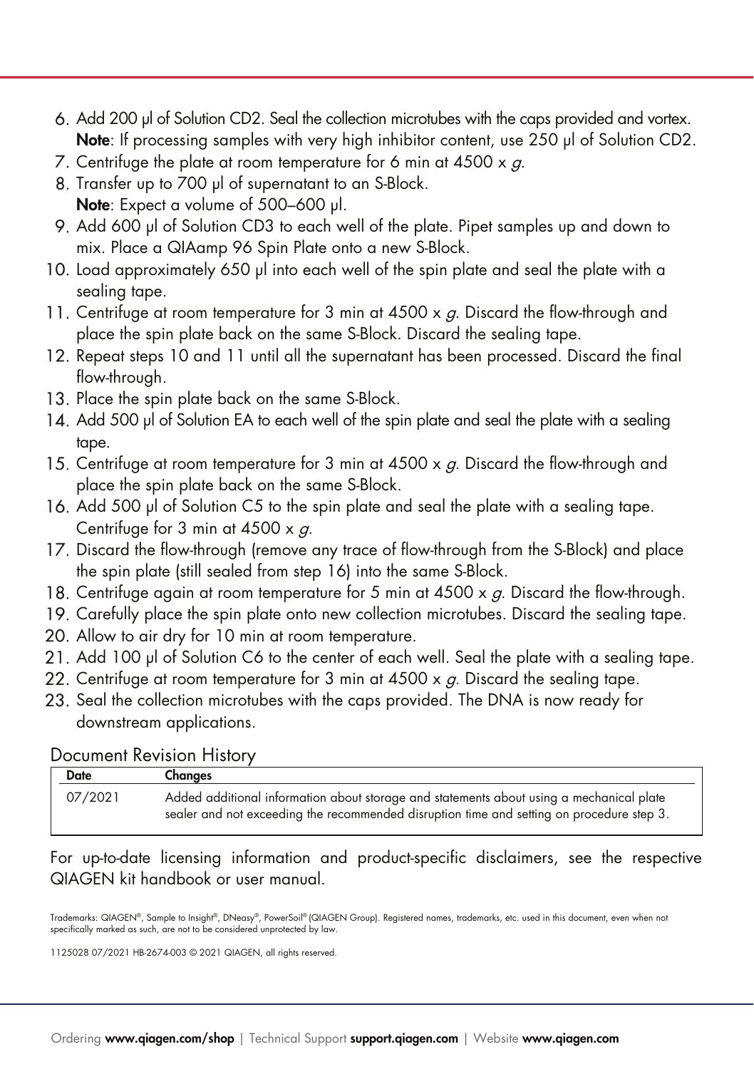6. Add 200 µl of Solution CD2. Seal the collection microtubes with the caps provided and vortex.
   **Note**: If processing samples with very high inhibitor content, use 250 µl of Solution CD2.
7. Centrifuge the plate at room temperature for 6 min at 4500 x *g*.
8. Transfer up to 700 µl of supernatant to an S-Block.
   **Note**: Expect a volume of 500–600 µl.
9. Add 600 µl of Solution CD3 to each well of the plate. Pipet samples up and down to mix. Place a QIAamp 96 Spin Plate onto a new S-Block.
10. Load approximately 650 µl into each well of the spin plate and seal the plate with a sealing tape.
11. Centrifuge at room temperature for 3 min at 4500 x *g*. Discard the flow-through and place the spin plate back on the same S-Block. Discard the sealing tape.
12. Repeat steps 10 and 11 until all the supernatant has been processed. Discard the final flow-through.
13. Place the spin plate back on the same S-Block.
14. Add 500 µl of Solution EA to each well of the spin plate and seal the plate with a sealing tape.
15. Centrifuge at room temperature for 3 min at 4500 x *g*. Discard the flow-through and place the spin plate back on the same S-Block.
16. Add 500 µl of Solution C5 to the spin plate and seal the plate with a sealing tape. Centrifuge for 3 min at 4500 x *g*.
17. Discard the flow-through (remove any trace of flow-through from the S-Block) and place the spin plate (still sealed from step 16) into the same S-Block.
18. Centrifuge again at room temperature for 5 min at 4500 x *g*. Discard the flow-through.
19. Carefully place the spin plate onto new collection microtubes. Discard the sealing tape.
20. Allow to air dry for 10 min at room temperature.
21. Add 100 µl of Solution C6 to the center of each well. Seal the plate with a sealing tape.
22. Centrifuge at room temperature for 3 min at 4500 x *g*. Discard the sealing tape.
23. Seal the collection microtubes with the caps provided. The DNA is now ready for downstream applications.

## Document Revision History

| Date | Changes |
|---|---|
| 07/2021 | Added additional information about storage and statements about using a mechanical plate sealer and not exceeding the recommended disruption time and setting on procedure step 3. |

For up-to-date licensing information and product-specific disclaimers, see the respective QIAGEN kit handbook or user manual.

Trademarks: QIAGEN®, Sample to Insight®, DNeasy®, PowerSoil® (QIAGEN Group). Registered names, trademarks, etc. used in this document, even when not specifically marked as such, are not to be considered unprotected by law.

1125028 07/2021 HB-2674-003 © 2021 QIAGEN, all rights reserved.

Ordering **www.qiagen.com/shop** | Technical Support **support.qiagen.com** | Website **www.qiagen.com**